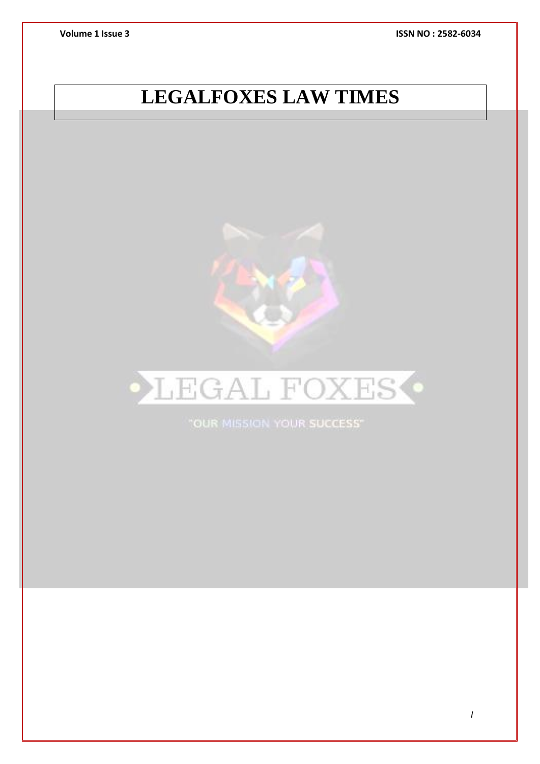# LEGALFOXES LAW TIMES

LEGAL FOXES

"OUR MISSION YOUR SUCCESS"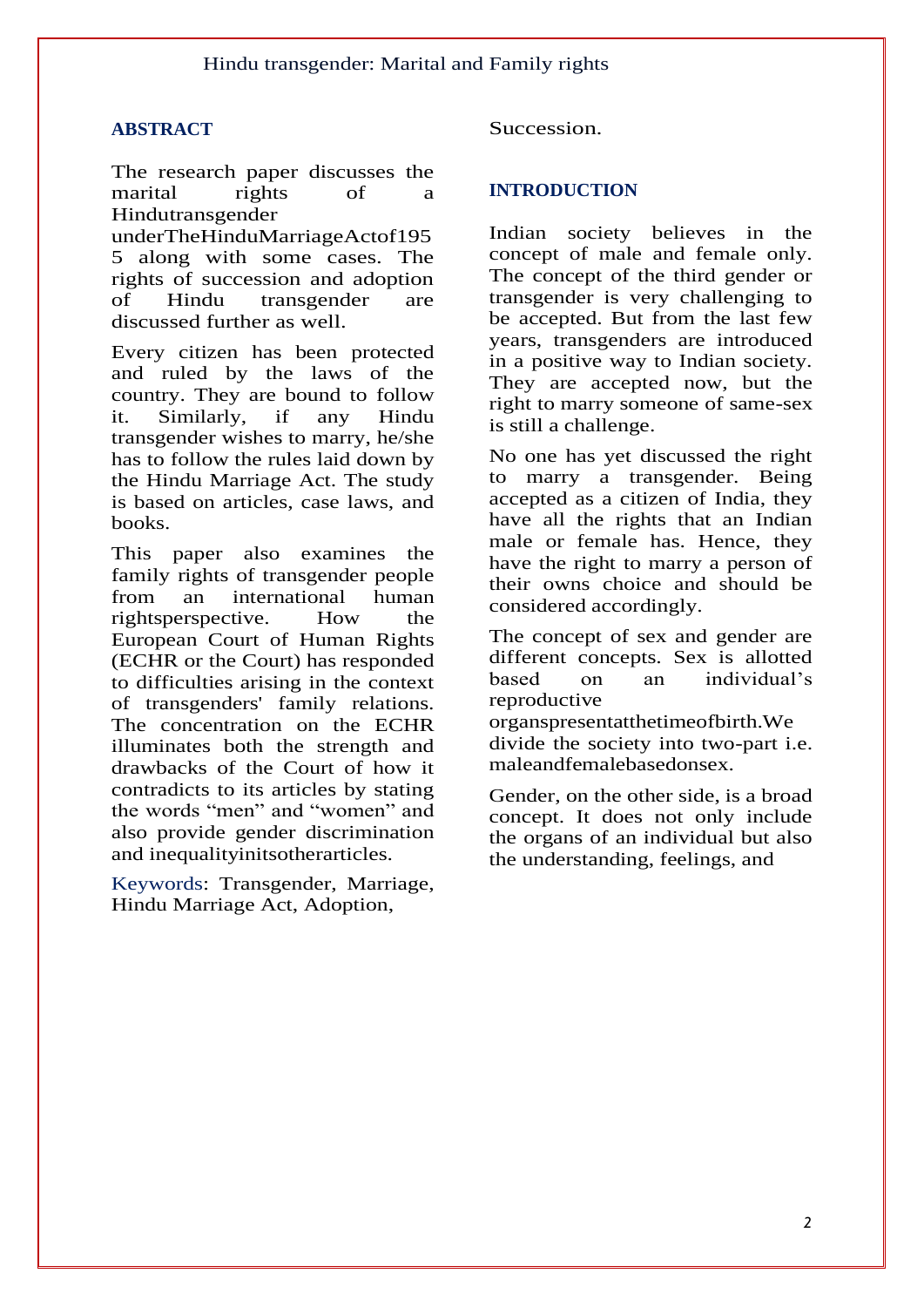## ABSTRACT

The research paper discusses the marital rights of a Hindutransgender underTheHinduMarriageActof1955 along with some cases. The rights of succession and adoption of Hindu transgender are discussed further as well.

Every citizen has been protected and ruled by the laws of the country. They are bound to follow it. Similarly, if any Hindu transgender wishes to marry, he/she has to follow the rules laid down by the Hindu Marriage Act. The study is based on articles, case laws, and books.

This paper also examines the family rights of transgender people from an international human rightsperspective. How the European Court of Human Rights (ECHR or the Court) has responded to difficulties arising in the context of transgenders' family relations. The concentration on the ECHR illuminates both the strength and drawbacks of the Court of how it contradicts to its articles by stating the words "men" and "women" and also provide gender discrimination and inequalityinitsotherarticles.

Keywords: Transgender, Marriage, Hindu Marriage Act, Adoption, Succession.

## INTRODUCTION

Indian society believes in the concept of male and female only. The concept of the third gender or transgender is very challenging to be accepted. But from the last few years, transgenders are introduced in a positive way to Indian society. They are accepted now, but the right to marry someone of same-sex is still a challenge.

No one has yet discussed the right to marry a transgender. Being accepted as a citizen of India, they have all the rights that an Indian male or female has. Hence, they have the right to marry a person of their owns choice and should be considered accordingly.

The concept of sex and gender are different concepts. Sex is allotted based on an individual's reproductive organspresentatthetimeofbirth.We divide the society into two-part i.e. maleandfemalebasedonsex.

Gender, on the other side, is a broad concept. It does not only include the organs of an individual but also the understanding, feelings, and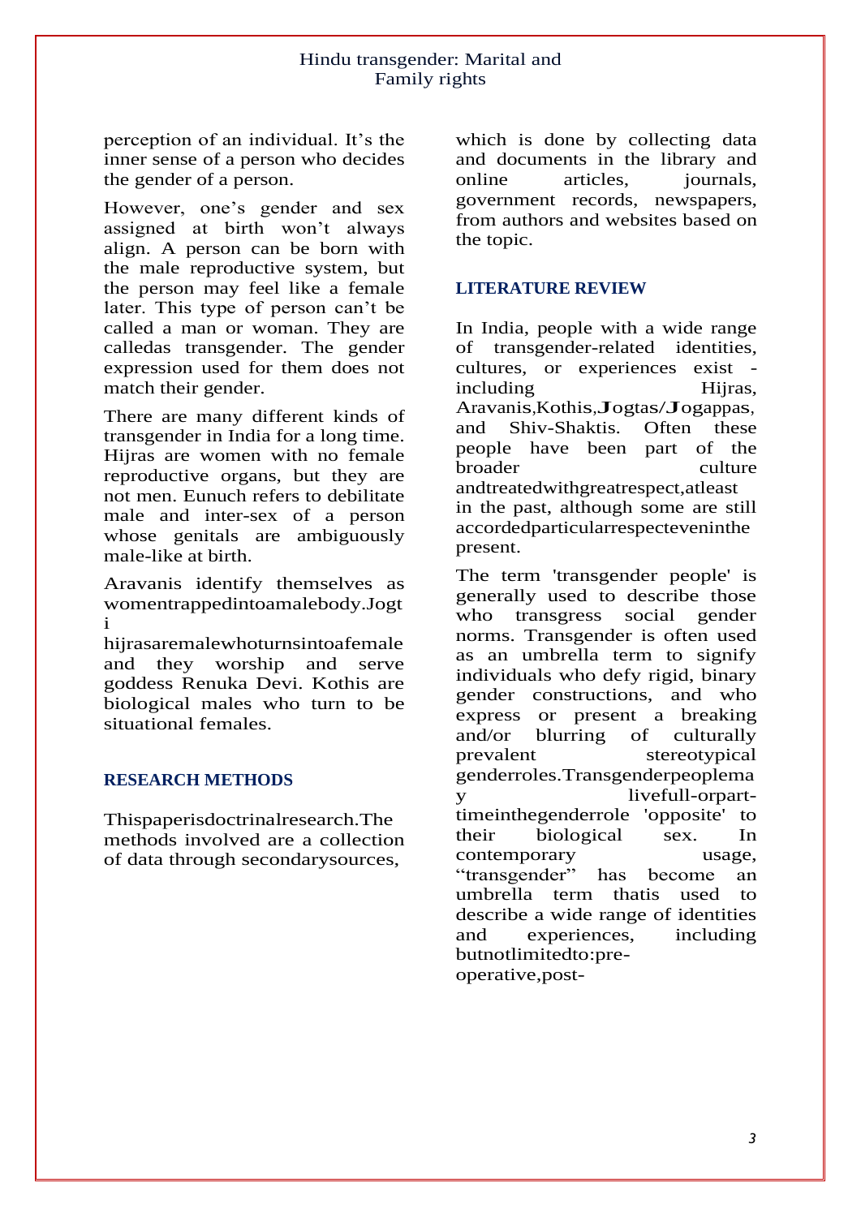perception of an individual. It's the inner sense of a person who decides the gender of a person.

However, one's gender and sex assigned at birth won't always align. A person can be born with the male reproductive system, but the person may feel like a female later. This type of person can't be called a man or woman. They are calledas transgender. The gender expression used for them does not match their gender.

There are many different kinds of transgender in India for a long time. Hijras are women with no female reproductive organs, but they are not men. Eunuch refers to debilitate male and inter-sex of a person whose genitals are ambiguously male-like at birth.

Aravanis identify themselves as womentrappedintoamalebody.Jogti hijrasaremalewhoturnsintoafemale and they worship and serve goddess Renuka Devi. Kothis are biological males who turn to be situational females.

## RESEARCH METHODS

Thispaperisdoctrinalresearch.The methods involved are a collection of data through secondarysources, which is done by collecting data and documents in the library and online articles, journals, government records, newspapers, from authors and websites based on the topic.

## LITERATURE REVIEW

In India, people with a wide range of transgender-related identities, cultures, or experiences exist - including Hijras, Aravanis,Kothis,Jogtas/Jogappas, and Shiv-Shaktis. Often these people have been part of the broader culture andtreatedwithgreatrespect,atleast in the past, although some are still accordedparticularrespecteveninthe present.

The term 'transgender people' is generally used to describe those who transgress social gender norms. Transgender is often used as an umbrella term to signify individuals who defy rigid, binary gender constructions, and who express or present a breaking and/or blurring of culturally prevalent stereotypical genderroles.Transgenderpeoplemay livefull-orpart-timeinthegenderrole 'opposite' to their biological sex. In contemporary usage, "transgender" has become an umbrella term thatis used to describe a wide range of identities and experiences, including butnotlimitedto:pre-operative,post-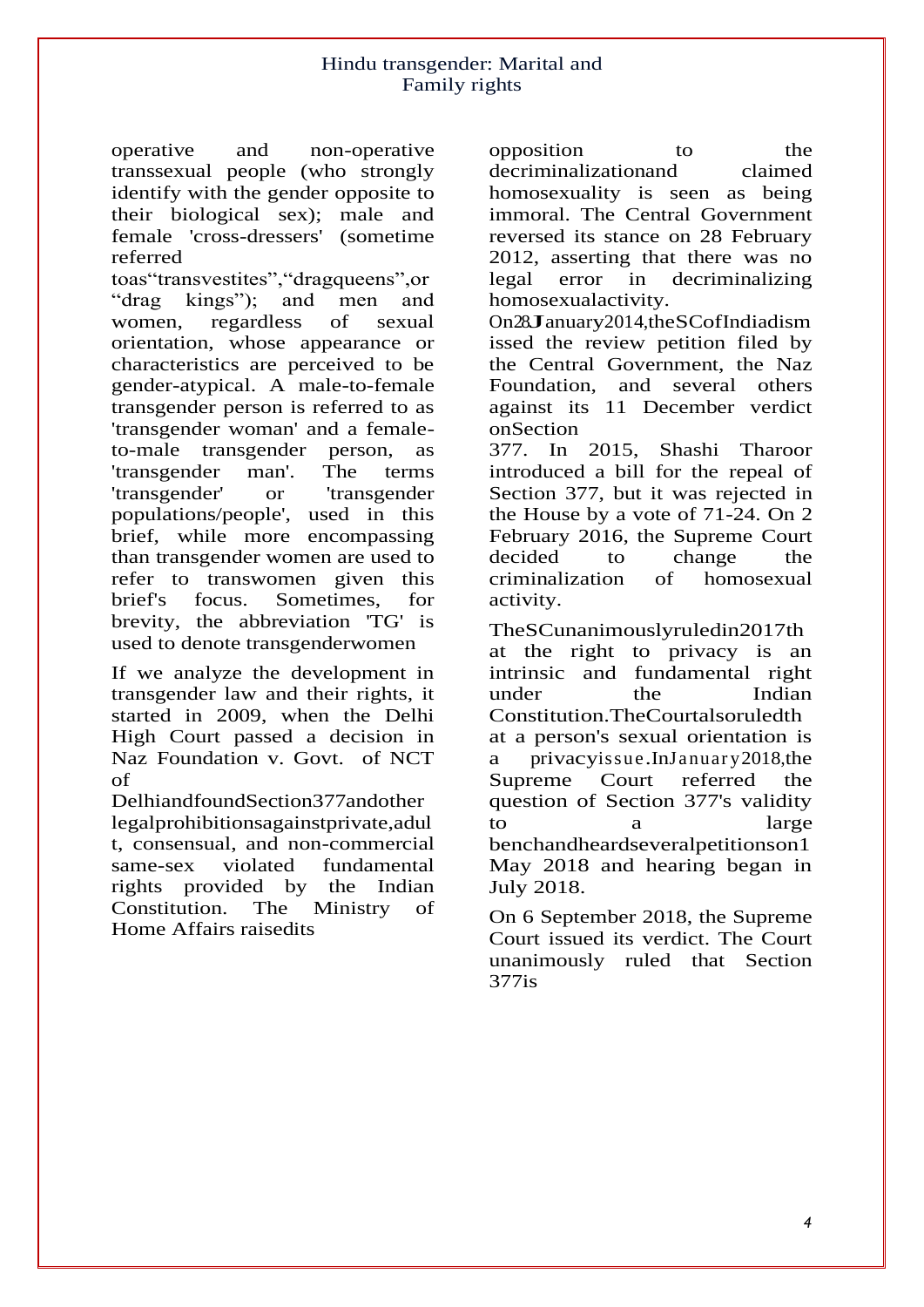operative and non-operative transsexual people (who strongly identify with the gender opposite to their biological sex); male and female 'cross-dressers' (sometime referred toas"transvestites","dragqueens",or "drag kings"); and men and women, regardless of sexual orientation, whose appearance or characteristics are perceived to be gender-atypical. A male-to-female transgender person is referred to as 'transgender woman' and a female-to-male transgender person, as 'transgender man'. The terms 'transgender' or 'transgender populations/people', used in this brief, while more encompassing than transgender women are used to refer to transwomen given this brief's focus. Sometimes, for brevity, the abbreviation 'TG' is used to denote transgenderwomen

If we analyze the development in transgender law and their rights, it started in 2009, when the Delhi High Court passed a decision in Naz Foundation v. Govt. of NCT of DelhiandfoundSection377andother legalprohibitionsagainstprivate,adult, consensual, and non-commercial same-sex violated fundamental rights provided by the Indian Constitution. The Ministry of Home Affairs raisedits opposition to the decriminalizationand claimed homosexuality is seen as being immoral. The Central Government reversed its stance on 28 February 2012, asserting that there was no legal error in decriminalizing homosexualactivity.

On28January2014,theSCofIndiadismissed the review petition filed by the Central Government, the Naz Foundation, and several others against its 11 December verdict onSection 377. In 2015, Shashi Tharoor introduced a bill for the repeal of Section 377, but it was rejected in the House by a vote of 71-24. On 2 February 2016, the Supreme Court decided to change the criminalization of homosexual activity.

TheSCunanimouslyruledin2017that the right to privacy is an intrinsic and fundamental right under the Indian Constitution.TheCourtalsoruledthat a person's sexual orientation is a privacyissue.InJanuary2018,the Supreme Court referred the question of Section 377's validity to a large benchandheardseveralpetitionson1 May 2018 and hearing began in July 2018.

On 6 September 2018, the Supreme Court issued its verdict. The Court unanimously ruled that Section 377is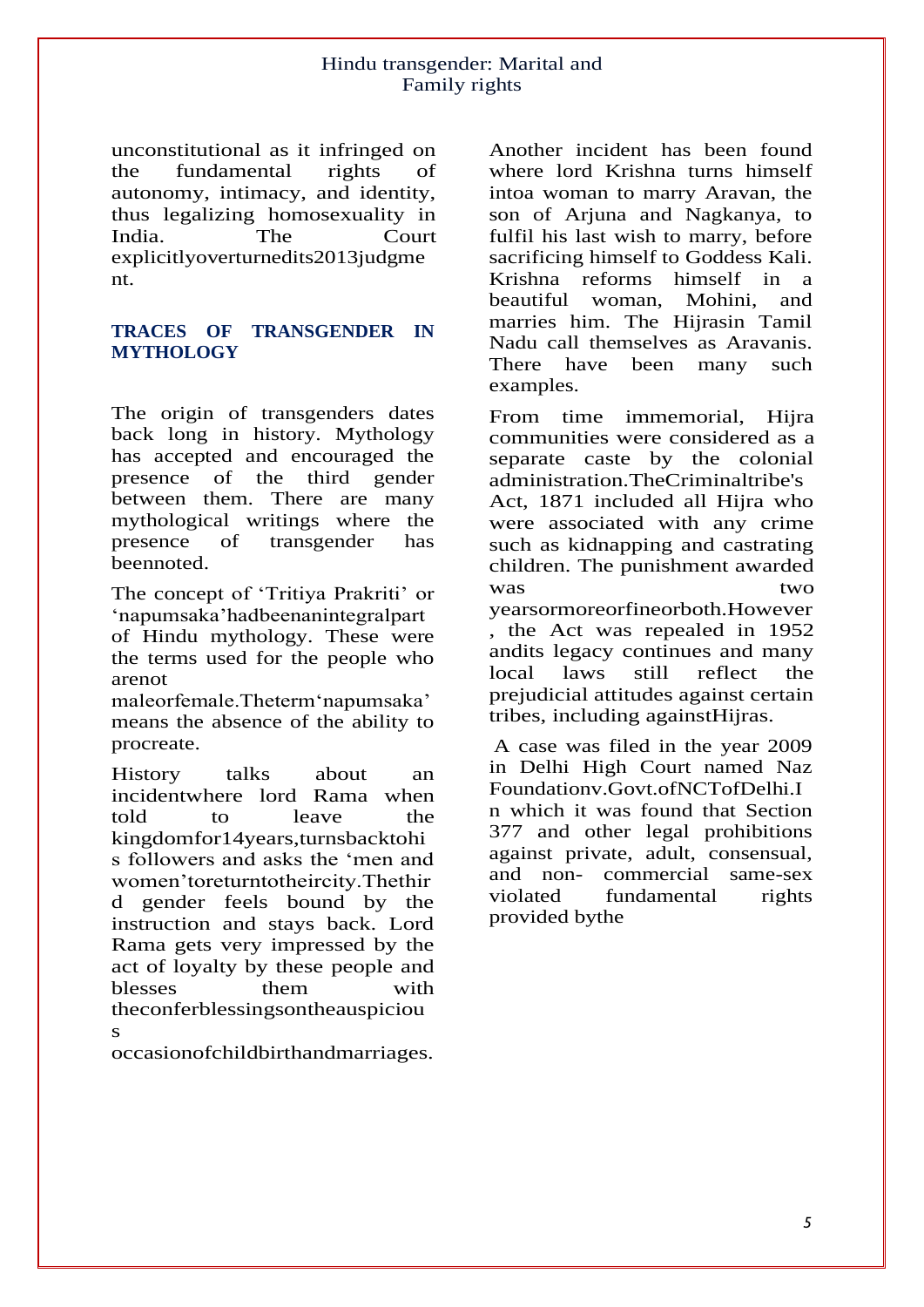unconstitutional as it infringed on the fundamental rights of autonomy, intimacy, and identity, thus legalizing homosexuality in India. The Court explicitlyoverturnedits2013judgment.

## TRACES OF TRANSGENDER IN MYTHOLOGY

The origin of transgenders dates back long in history. Mythology has accepted and encouraged the presence of the third gender between them. There are many mythological writings where the presence of transgender has beennoted.

The concept of 'Tritiya Prakriti' or 'napumsaka'hadbeenanintegralpart of Hindu mythology. These were the terms used for the people who arenot maleorfemale.Theterm'napumsaka' means the absence of the ability to procreate.

History talks about an incidentwhere lord Rama when told to leave the kingdomfor14years,turnsbacktohis followers and asks the 'men and women'toreturntotheircity.Thethird gender feels bound by the instruction and stays back. Lord Rama gets very impressed by the act of loyalty by these people and blesses them with theconferblessingsontheauspicious occasionofchildbirthandmarriages.

Another incident has been found where lord Krishna turns himself intoa woman to marry Aravan, the son of Arjuna and Nagkanya, to fulfil his last wish to marry, before sacrificing himself to Goddess Kali. Krishna reforms himself in a beautiful woman, Mohini, and marries him. The Hijrasin Tamil Nadu call themselves as Aravanis. There have been many such examples.

From time immemorial, Hijra communities were considered as a separate caste by the colonial administration.TheCriminaltribe's Act, 1871 included all Hijra who were associated with any crime such as kidnapping and castrating children. The punishment awarded was two yearsormoreorfineorboth.However, the Act was repealed in 1952 andits legacy continues and many local laws still reflect the prejudicial attitudes against certain tribes, including againstHijras.

A case was filed in the year 2009 in Delhi High Court named Naz Foundationv.Govt.ofNCTofDelhi.In which it was found that Section 377 and other legal prohibitions against private, adult, consensual, and non- commercial same-sex violated fundamental rights provided bythe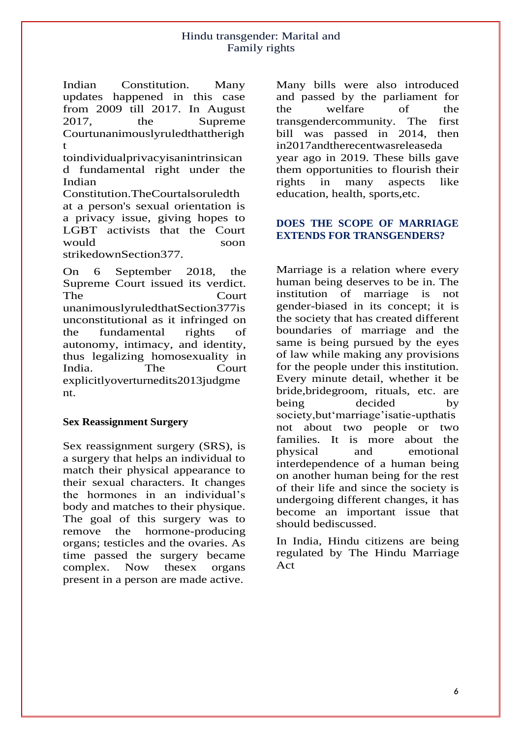Indian Constitution. Many updates happened in this case from 2009 till 2017. In August 2017, the Supreme Courtunanimouslyruledthattheright toindividualprivacyisanintrinsicand fundamental right under the Indian Constitution.TheCourtalsoruledthat a person's sexual orientation is a privacy issue, giving hopes to LGBT activists that the Court would soon strikedownSection377.

On 6 September 2018, the Supreme Court issued its verdict. The Court unanimouslyruledthatSection377is unconstitutional as it infringed on the fundamental rights of autonomy, intimacy, and identity, thus legalizing homosexuality in India. The Court explicitlyoverturnedits2013judgment.

**Sex Reassignment Surgery**

Sex reassignment surgery (SRS), is a surgery that helps an individual to match their physical appearance to their sexual characters. It changes the hormones in an individual's body and matches to their physique. The goal of this surgery was to remove the hormone-producing organs; testicles and the ovaries. As time passed the surgery became complex. Now thesex organs present in a person are made active.

Many bills were also introduced and passed by the parliament for the welfare of the transgendercommunity. The first bill was passed in 2014, then in2017andtherecentwasreleaseda year ago in 2019. These bills gave them opportunities to flourish their rights in many aspects like education, health, sports,etc.

## DOES THE SCOPE OF MARRIAGE EXTENDS FOR TRANSGENDERS?

Marriage is a relation where every human being deserves to be in. The institution of marriage is not gender-biased in its concept; it is the society that has created different boundaries of marriage and the same is being pursued by the eyes of law while making any provisions for the people under this institution. Every minute detail, whether it be bride,bridegroom, rituals, etc. are being decided by society,but'marriage'isatie-upthatis not about two people or two families. It is more about the physical and emotional interdependence of a human being on another human being for the rest of their life and since the society is undergoing different changes, it has become an important issue that should bediscussed.

In India, Hindu citizens are being regulated by The Hindu Marriage Act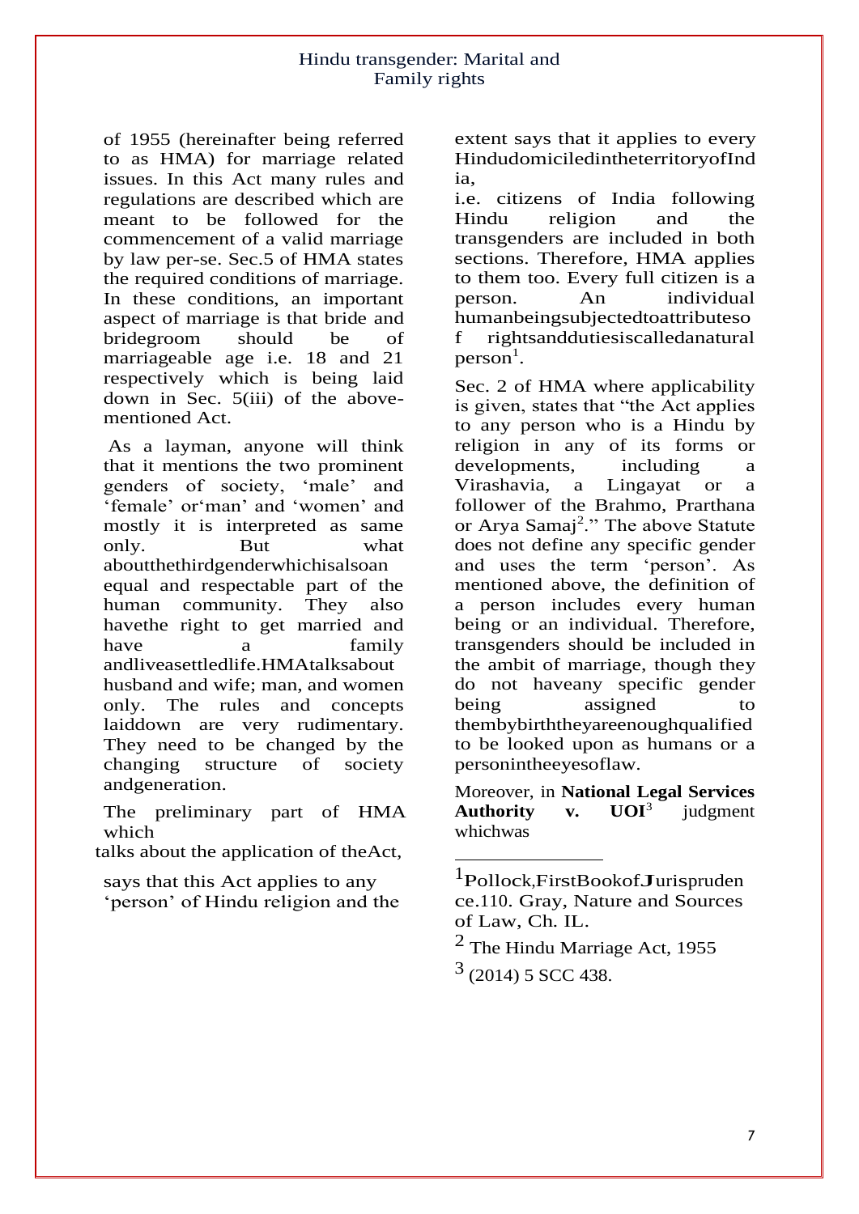of 1955 (hereinafter being referred to as HMA) for marriage related issues. In this Act many rules and regulations are described which are meant to be followed for the commencement of a valid marriage by law per-se. Sec.5 of HMA states the required conditions of marriage. In these conditions, an important aspect of marriage is that bride and bridegroom should be of marriageable age i.e. 18 and 21 respectively which is being laid down in Sec. 5(iii) of the above-mentioned Act.

As a layman, anyone will think that it mentions the two prominent genders of society, 'male' and 'female' or'man' and 'women' and mostly it is interpreted as same only. But what aboutthethirdgenderwhichisalsoan equal and respectable part of the human community. They also havethe right to get married and have a family andliveasettledlife.HMAtalksabout husband and wife; man, and women only. The rules and concepts laiddown are very rudimentary. They need to be changed by the changing structure of society andgeneration.

The preliminary part of HMA which talks about the application of theAct, says that this Act applies to any 'person' of Hindu religion and the extent says that it applies to every HindudomiciledintheterritoryofIndia, i.e. citizens of India following Hindu religion and the transgenders are included in both sections. Therefore, HMA applies to them too. Every full citizen is a person. An individual humanbeingsubjectedtoattributesof rightsanddutiesiscalledanatural person[1].

Sec. 2 of HMA where applicability is given, states that "the Act applies to any person who is a Hindu by religion in any of its forms or developments, including a Virashavia, a Lingayat or a follower of the Brahmo, Prarthana or Arya Samaj[2]." The above Statute does not define any specific gender and uses the term 'person'. As mentioned above, the definition of a person includes every human being or an individual. Therefore, transgenders should be included in the ambit of marriage, though they do not haveany specific gender being assigned to thembybirththeyareenoughqualified to be looked upon as humans or a personintheeyesoflaw.

Moreover, in **National Legal Services Authority v. UOI**[3] judgment whichwas

---

[1] Pollock,FirstBookofJurisprudence.110. Gray, Nature and Sources of Law, Ch. IL.

[2] The Hindu Marriage Act, 1955

[3] (2014) 5 SCC 438.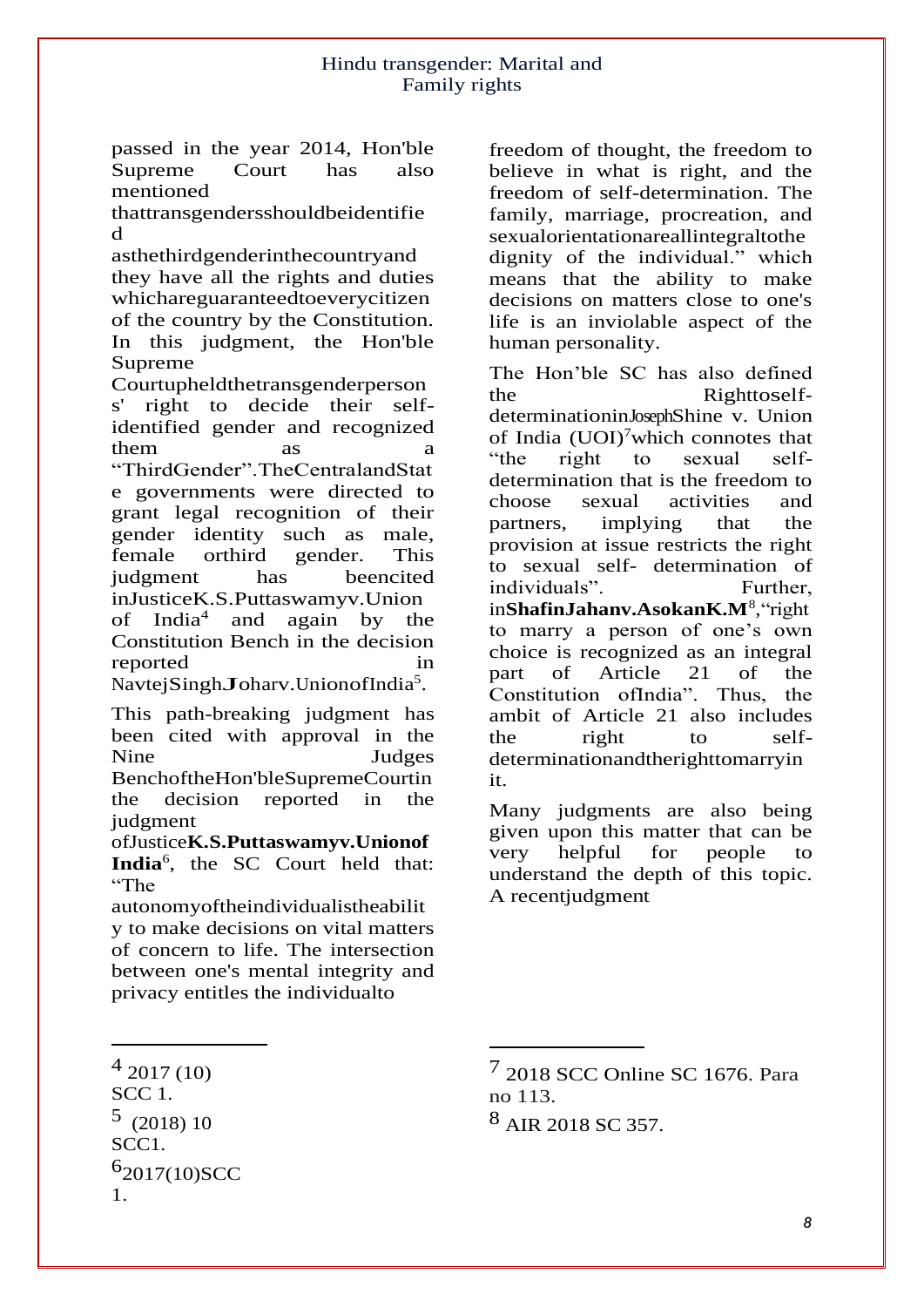passed in the year 2014, Hon'ble Supreme Court has also mentioned that transgenders should be identified as the third gender in the country and they have all the rights and duties which are guaranteed to every citizen of the country by the Constitution. In this judgment, the Hon'ble Supreme Court upheld the transgender persons' right to decide their self-identified gender and recognized them as a "Third Gender". The Central and State governments were directed to grant legal recognition of their gender identity such as male, female or third gender. This judgment has been cited in Justice K.S. Puttaswamy v. Union of India[4] and again by the Constitution Bench in the decision reported in Navtej Singh **J**ohar v. Union of India[5].

This path-breaking judgment has been cited with approval in the Nine Judges Bench of the Hon'ble Supreme Court in the decision reported in the judgment of Justice **K.S. Puttaswamy v. Union of India**[6], the SC Court held that: "The autonomy of the individual is the ability to make decisions on vital matters of concern to life. The intersection between one's mental integrity and privacy entitles the individual to freedom of thought, the freedom to believe in what is right, and the freedom of self-determination. The family, marriage, procreation, and sexual orientation are all integral to the dignity of the individual." which means that the ability to make decisions on matters close to one's life is an inviolable aspect of the human personality.

The Hon'ble SC has also defined the Right to self-determination in Joseph Shine v. Union of India (UOI)[7] which connotes that "the right to sexual self-determination that is the freedom to choose sexual activities and partners, implying that the provision at issue restricts the right to sexual self- determination of individuals". Further, in **Shafin Jahan v. Asokan K.M**[8], "right to marry a person of one's own choice is recognized as an integral part of Article 21 of the Constitution of India". Thus, the ambit of Article 21 also includes the right to self-determination and the right to marry in it.

Many judgments are also being given upon this matter that can be very helpful for people to understand the depth of this topic. A recent judgment

---

[4] 2017 (10) SCC 1.

[5] (2018) 10 SCC 1.

[6] 2017 (10) SCC 1.

[7] 2018 SCC Online SC 1676. Para no 113.

[8] AIR 2018 SC 357.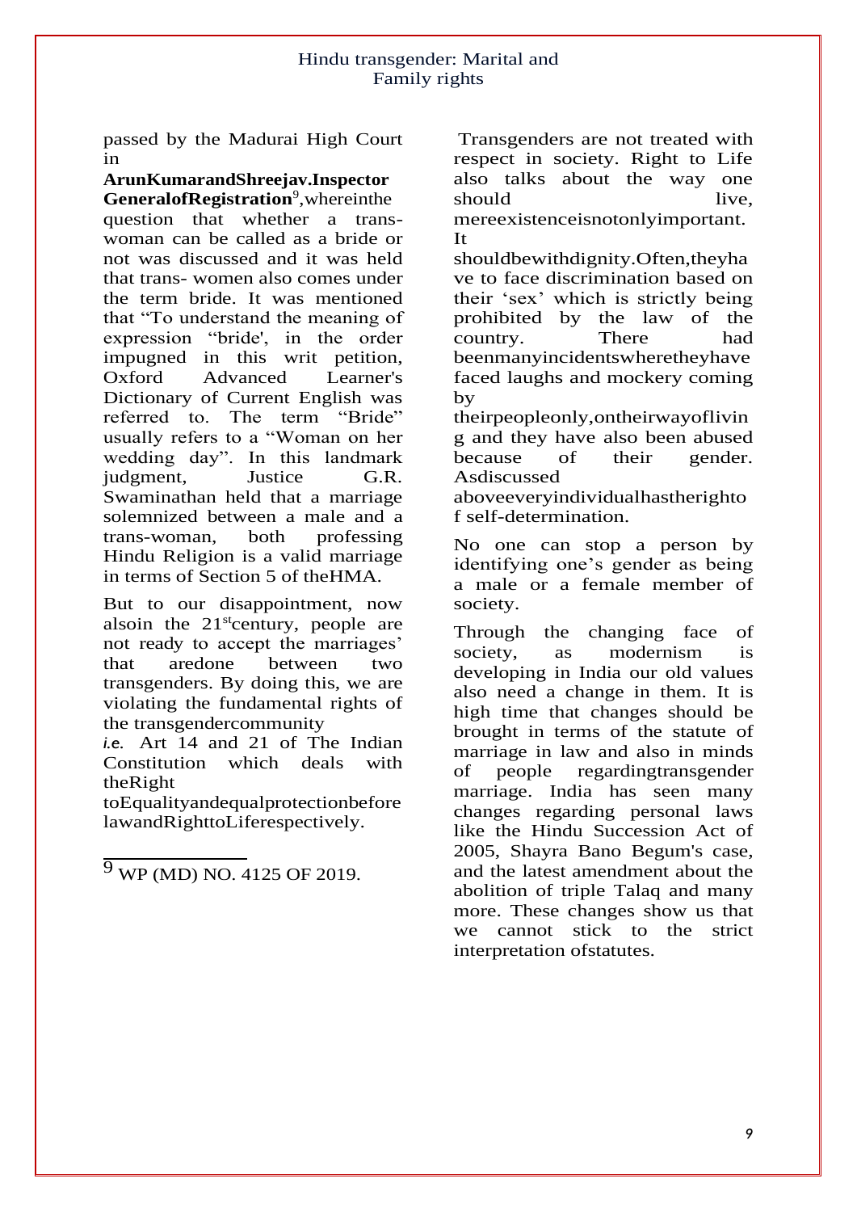passed by the Madurai High Court in **ArunKumarandShreejav.Inspector GeneralofRegistration**[9],whereinthe question that whether a trans-woman can be called as a bride or not was discussed and it was held that trans- women also comes under the term bride. It was mentioned that "To understand the meaning of expression "bride', in the order impugned in this writ petition, Oxford Advanced Learner's Dictionary of Current English was referred to. The term "Bride" usually refers to a "Woman on her wedding day". In this landmark judgment, Justice G.R. Swaminathan held that a marriage solemnized between a male and a trans-woman, both professing Hindu Religion is a valid marriage in terms of Section 5 of theHMA.

But to our disappointment, now alsoin the 21st century, people are not ready to accept the marriages' that aredone between two transgenders. By doing this, we are violating the fundamental rights of the transgendercommunity *i.e.* Art 14 and 21 of The Indian Constitution which deals with theRight toEqualityandequalprotectionbefore lawandRighttoLiferespectively.

Transgenders are not treated with respect in society. Right to Life also talks about the way one should live, mereexistenceisnotonlyimportant. It shouldbewithdignity.Often,theyhave to face discrimination based on their 'sex' which is strictly being prohibited by the law of the country. There had beenmanyincidentswheretheyhave faced laughs and mockery coming by theirpeopleonly,ontheirwayofliving and they have also been abused because of their gender. Asdiscussed aboveeveryindividualhastherightof self-determination.

No one can stop a person by identifying one's gender as being a male or a female member of society.

Through the changing face of society, as modernism is developing in India our old values also need a change in them. It is high time that changes should be brought in terms of the statute of marriage in law and also in minds of people regardingtransgender marriage. India has seen many changes regarding personal laws like the Hindu Succession Act of 2005, Shayra Bano Begum's case, and the latest amendment about the abolition of triple Talaq and many more. These changes show us that we cannot stick to the strict interpretation ofstatutes.

---

[9] WP (MD) NO. 4125 OF 2019.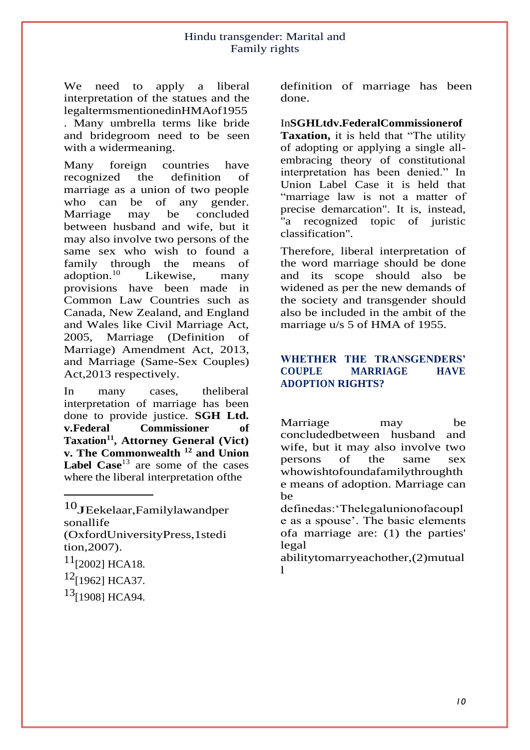We need to apply a liberal interpretation of the statues and the legaltermsmentionedinHMAof1955 . Many umbrella terms like bride and bridegroom need to be seen with a widermeaning.

Many foreign countries have recognized the definition of marriage as a union of two people who can be of any gender. Marriage may be concluded between husband and wife, but it may also involve two persons of the same sex who wish to found a family through the means of adoption.[10] Likewise, many provisions have been made in Common Law Countries such as Canada, New Zealand, and England and Wales like Civil Marriage Act, 2005, Marriage (Definition of Marriage) Amendment Act, 2013, and Marriage (Same-Sex Couples) Act,2013 respectively.

In many cases, theliberal interpretation of marriage has been done to provide justice. **SGH Ltd. v.Federal Commissioner of Taxation**[11], **Attorney General (Vict) v. The Commonwealth** [12] **and Union Label Case**[13] are some of the cases where the liberal interpretation ofthe definition of marriage has been done.

In**SGHLtdv.FederalCommissionerof Taxation,** it is held that "The utility of adopting or applying a single all-embracing theory of constitutional interpretation has been denied." In Union Label Case it is held that "marriage law is not a matter of precise demarcation". It is, instead, "a recognized topic of juristic classification".

Therefore, liberal interpretation of the word marriage should be done and its scope should also be widened as per the new demands of the society and transgender should also be included in the ambit of the marriage u/s 5 of HMA of 1955.

## WHETHER THE TRANSGENDERS' COUPLE MARRIAGE HAVE ADOPTION RIGHTS?

Marriage may be concludedbetween husband and wife, but it may also involve two persons of the same sex whowishtofoundafamilythroughth e means of adoption. Marriage can be definedas:'Thelegalunionofacoupl e as a spouse'. The basic elements ofa marriage are: (1) the parties' legal abilitytomarryeachother,(2)mutual l

---

[10] JEekelaar,Familylawandper sonallife (OxfordUniversityPress,1stedi tion,2007).

[11] [2002] HCA18.

[12] [1962] HCA37.

[13] [1908] HCA94.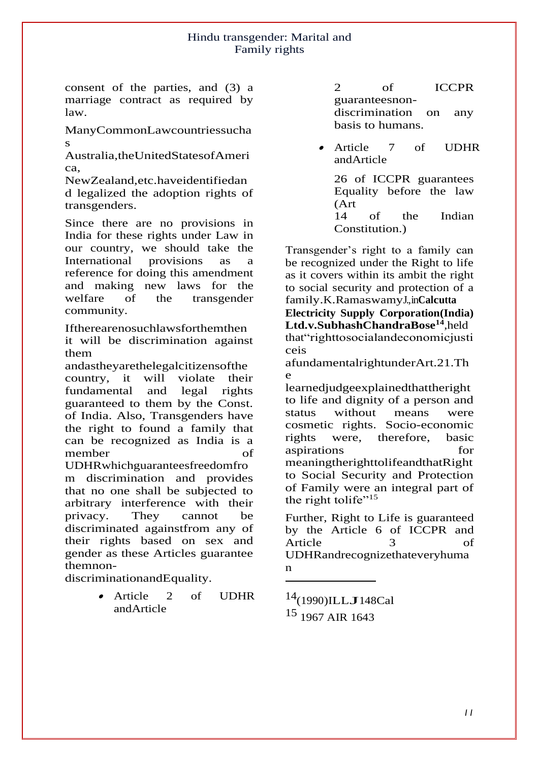consent of the parties, and (3) a marriage contract as required by law.

Many Common Law countries such as Australia, the United States of America, New Zealand, etc. have identified and legalized the adoption rights of transgenders.

Since there are no provisions in India for these rights under Law in our country, we should take the International provisions as a reference for doing this amendment and making new laws for the welfare of the transgender community.

If there are no such laws for them then it will be discrimination against them and as they are the legal citizens of the country, it will violate their fundamental and legal rights guaranteed to them by the Const. of India. Also, Transgenders have the right to found a family that can be recognized as India is a member of UDHR which guarantees freedom from discrimination and provides that no one shall be subjected to arbitrary interference with their privacy. They cannot be discriminated against from any of their rights based on sex and gender as these Articles guarantee them non-discrimination and Equality.

- Article 2 of UDHR and Article 2 of ICCPR guarantees non-discrimination on any basis to humans.
- Article 7 of UDHR and Article 26 of ICCPR guarantees Equality before the law (Art 14 of the Indian Constitution.)

Transgender's right to a family can be recognized under the Right to life as it covers within its ambit the right to social security and protection of a family. K. Ramaswamy J., in **Calcutta Electricity Supply Corporation(India) Ltd. v. Subhash Chandra Bose**[14], held that "right to social and economic justice is a fundamental right under Art. 21. The learned judge explained that the right to life and dignity of a person and status without means were cosmetic rights. Socio-economic rights were, therefore, basic aspirations for meaning the right to life and that Right to Social Security and Protection of Family were an integral part of the right to life"[15]

Further, Right to Life is guaranteed by the Article 6 of ICCPR and Article 3 of UDHR and recognize that every human

---

[14] (1990) I LLJ 148 Cal

[15] 1967 AIR 1643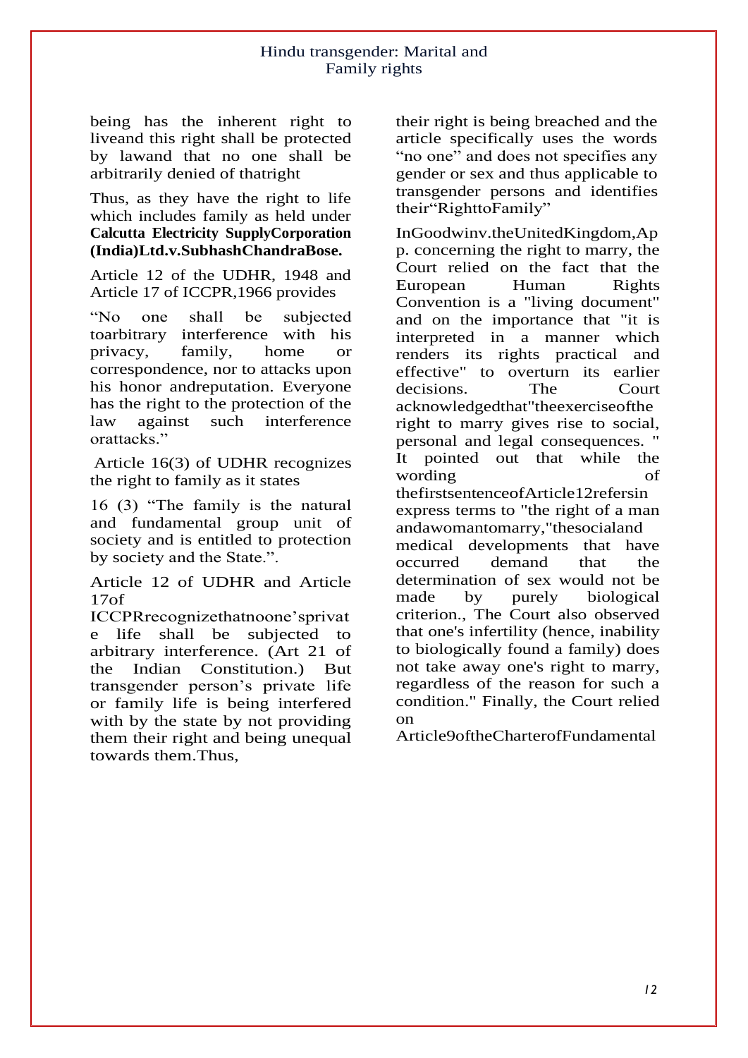being has the inherent right to liveand this right shall be protected by lawand that no one shall be arbitrarily denied of thatright

Thus, as they have the right to life which includes family as held under **Calcutta Electricity SupplyCorporation (India)Ltd.v.SubhashChandraBose.**

Article 12 of the UDHR, 1948 and Article 17 of ICCPR,1966 provides

"No one shall be subjected toarbitrary interference with his privacy, family, home or correspondence, nor to attacks upon his honor andreputation. Everyone has the right to the protection of the law against such interference orattacks."

Article 16(3) of UDHR recognizes the right to family as it states

16 (3) "The family is the natural and fundamental group unit of society and is entitled to protection by society and the State.".

Article 12 of UDHR and Article 17of ICCPRrecognizethatnoone'sprivate life shall be subjected to arbitrary interference. (Art 21 of the Indian Constitution.) But transgender person's private life or family life is being interfered with by the state by not providing them their right and being unequal towards them.Thus, their right is being breached and the article specifically uses the words "no one" and does not specifies any gender or sex and thus applicable to transgender persons and identifies their"RighttoFamily"

InGoodwinv.theUnitedKingdom,App. concerning the right to marry, the Court relied on the fact that the European Human Rights Convention is a "living document" and on the importance that "it is interpreted in a manner which renders its rights practical and effective" to overturn its earlier decisions. The Court acknowledgedthat"theexerciseofthe right to marry gives rise to social, personal and legal consequences. " It pointed out that while the wording of thefirstsentenceofArticle12refersin express terms to "the right of a man andawomantomarry,"thesocialand medical developments that have occurred demand that the determination of sex would not be made by purely biological criterion., The Court also observed that one's infertility (hence, inability to biologically found a family) does not take away one's right to marry, regardless of the reason for such a condition." Finally, the Court relied on Article9oftheCharterofFundamental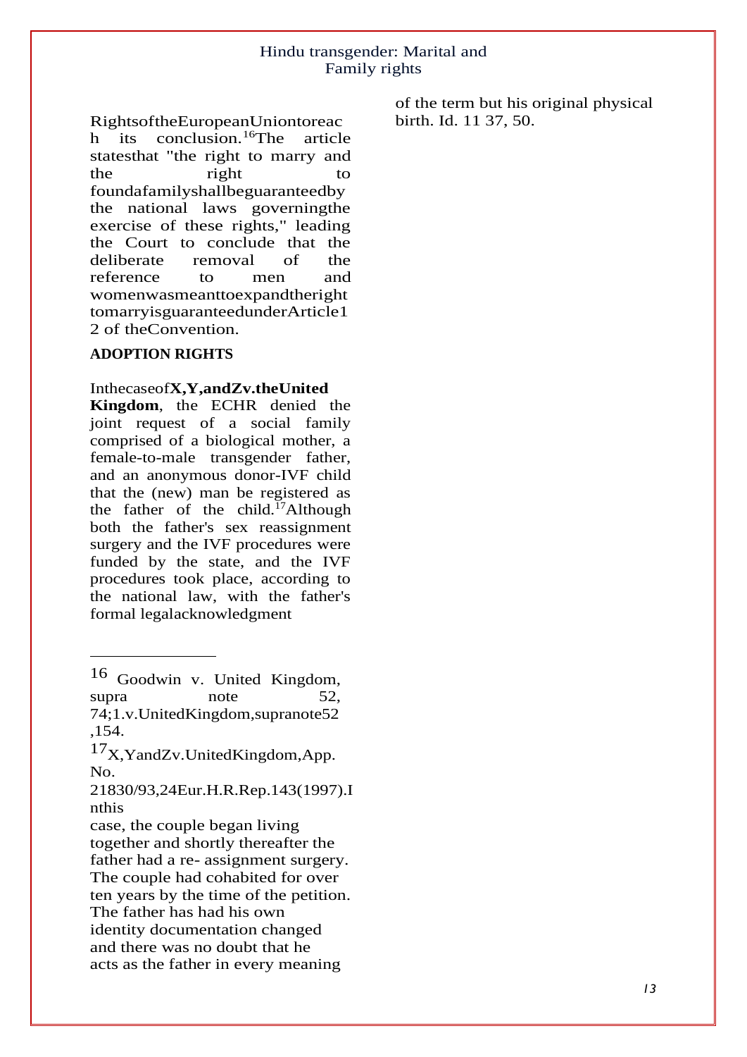RightsoftheEuropeanUniontoreach its conclusion.[16]The article statesthat "the right to marry and the right to foundafamilyshallbeguaranteedby the national laws governingthe exercise of these rights," leading the Court to conclude that the deliberate removal of the reference to men and womenwasmeanttoexpandtheright tomarryisguaranteedunderArticle12 of theConvention.

**ADOPTION RIGHTS**

Inthecaseof**X,Y,andZv.theUnited Kingdom**, the ECHR denied the joint request of a social family comprised of a biological mother, a female-to-male transgender father, and an anonymous donor-IVF child that the (new) man be registered as the father of the child.[17]Although both the father's sex reassignment surgery and the IVF procedures were funded by the state, and the IVF procedures took place, according to the national law, with the father's formal legalacknowledgment

---

16 Goodwin v. United Kingdom, supra note 52, 74;1.v.UnitedKingdom,supranote52,154.

17 X,YandZv.UnitedKingdom,App. No. 21830/93,24Eur.H.R.Rep.143(1997).Inthis case, the couple began living together and shortly thereafter the father had a re- assignment surgery. The couple had cohabited for over ten years by the time of the petition. The father has had his own identity documentation changed and there was no doubt that he acts as the father in every meaning of the term but his original physical birth. Id. 11 37, 50.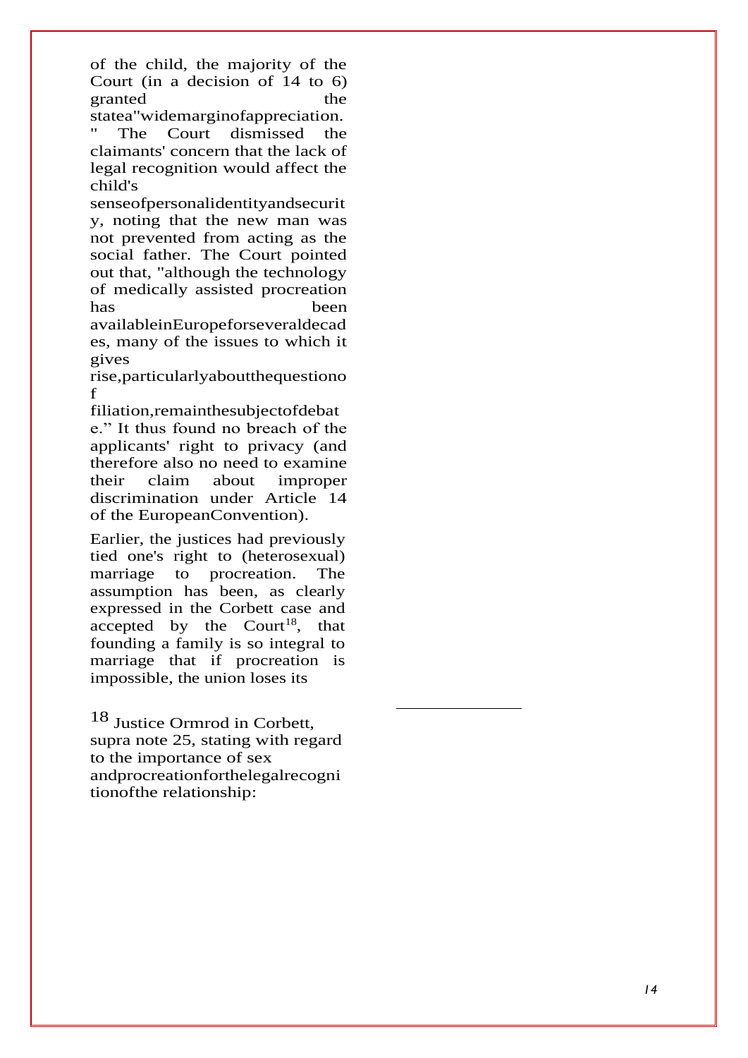of the child, the majority of the Court (in a decision of 14 to 6) granted the statea"widemarginofappreciation. " The Court dismissed the claimants' concern that the lack of legal recognition would affect the child's senseofpersonalidentityandsecurity, noting that the new man was not prevented from acting as the social father. The Court pointed out that, "although the technology of medically assisted procreation has been availableinEuropeforseveraldecades, many of the issues to which it gives rise,particularlyaboutthequestionof filiation,remainthesubjectofdebate." It thus found no breach of the applicants' right to privacy (and therefore also no need to examine their claim about improper discrimination under Article 14 of the EuropeanConvention).

Earlier, the justices had previously tied one's right to (heterosexual) marriage to procreation. The assumption has been, as clearly expressed in the Corbett case and accepted by the Court[18], that founding a family is so integral to marriage that if procreation is impossible, the union loses its

---

[18] Justice Ormrod in Corbett, supra note 25, stating with regard to the importance of sex andprocreationforthelegalrecognitionofthe relationship: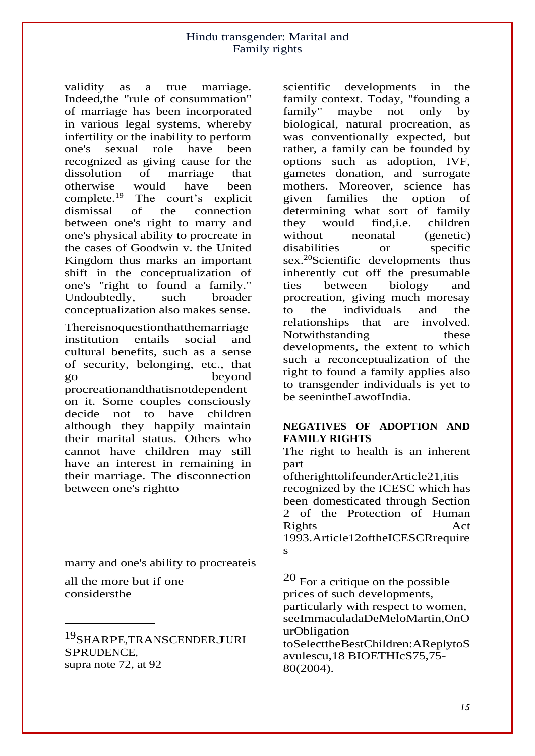validity as a true marriage. Indeed,the "rule of consummation" of marriage has been incorporated in various legal systems, whereby infertility or the inability to perform one's sexual role have been recognized as giving cause for the dissolution of marriage that otherwise would have been complete.[19] The court's explicit dismissal of the connection between one's right to marry and one's physical ability to procreate in the cases of Goodwin v. the United Kingdom thus marks an important shift in the conceptualization of one's "right to found a family." Undoubtedly, such broader conceptualization also makes sense.

Thereisnoquestionthatthemarriage institution entails social and cultural benefits, such as a sense of security, belonging, etc., that go beyond procreationandthatisnotdependent on it. Some couples consciously decide not to have children although they happily maintain their marital status. Others who cannot have children may still have an interest in remaining in their marriage. The disconnection between one's rightto marry and one's ability to procreateis all the more but if one considersthe scientific developments in the family context. Today, "founding a family" maybe not only by biological, natural procreation, as was conventionally expected, but rather, a family can be founded by options such as adoption, IVF, gametes donation, and surrogate mothers. Moreover, science has given families the option of determining what sort of family they would find,i.e. children without neonatal (genetic) disabilities or specific sex.[20]Scientific developments thus inherently cut off the presumable ties between biology and procreation, giving much moresay to the individuals and the relationships that are involved. Notwithstanding these developments, the extent to which such a reconceptualization of the right to found a family applies also to transgender individuals is yet to be seenintheLawofIndia.

**NEGATIVES OF ADOPTION AND FAMILY RIGHTS**

The right to health is an inherent part oftherighttolifeunderArticle21,itis recognized by the ICESC which has been domesticated through Section 2 of the Protection of Human Rights Act 1993.Article12oftheICESCRrequires

---

[19] SHARPE,TRANSCENDERJURISPRUDENCE, supra note 72, at 92

[20] For a critique on the possible prices of such developments, particularly with respect to women, seeImmaculadaDeMeloMartin,OnOurObligation toSelecttheBestChildren:AReplytoSavulescu,18 BIOETHIcS75,75-80(2004).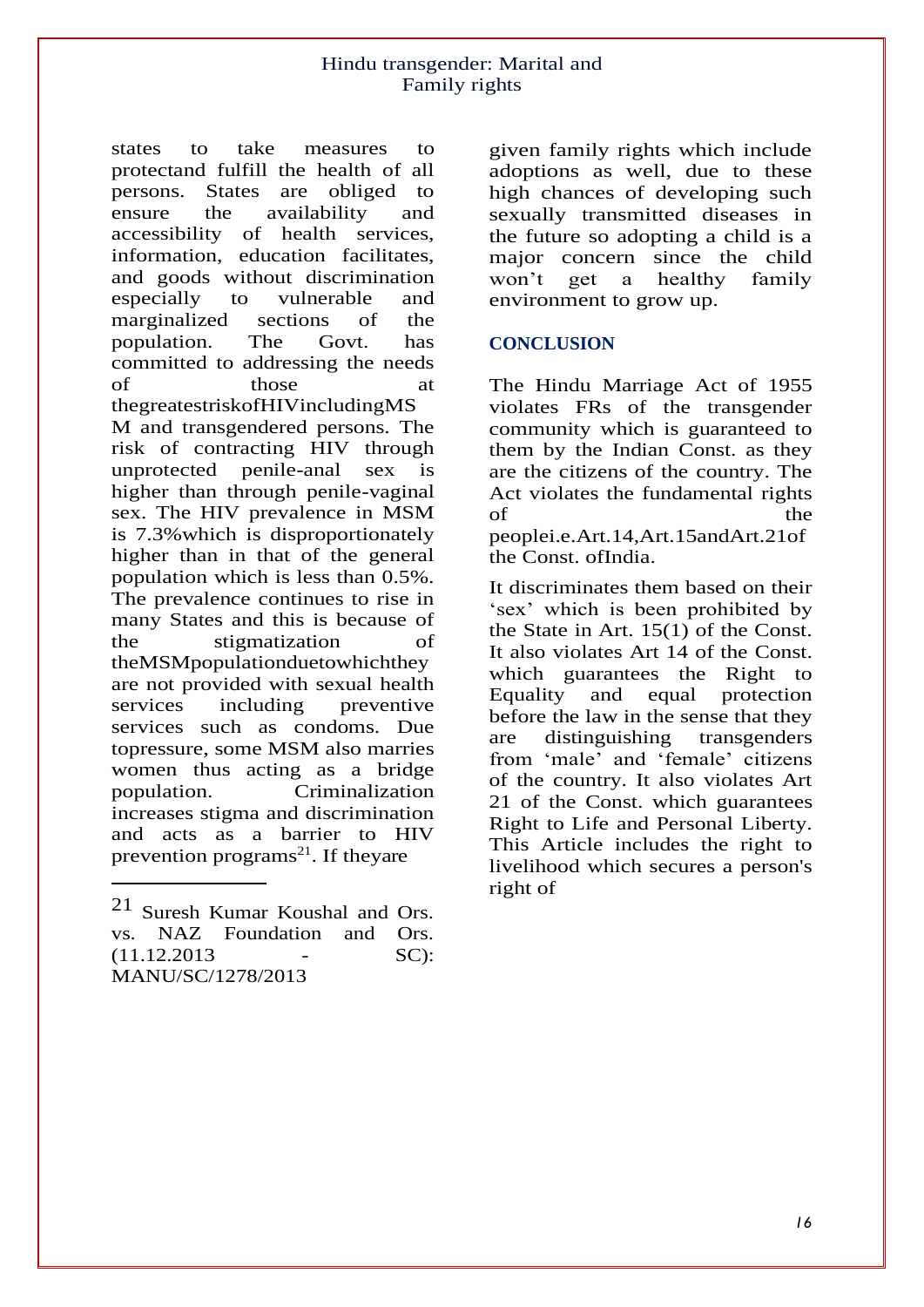states to take measures to protectand fulfill the health of all persons. States are obliged to ensure the availability and accessibility of health services, information, education facilitates, and goods without discrimination especially to vulnerable and marginalized sections of the population. The Govt. has committed to addressing the needs of those at thegreatestriskofHIVincludingMSM and transgendered persons. The risk of contracting HIV through unprotected penile-anal sex is higher than through penile-vaginal sex. The HIV prevalence in MSM is 7.3%which is disproportionately higher than in that of the general population which is less than 0.5%. The prevalence continues to rise in many States and this is because of the stigmatization of theMSMpopulationduetowhichthey are not provided with sexual health services including preventive services such as condoms. Due topressure, some MSM also marries women thus acting as a bridge population. Criminalization increases stigma and discrimination and acts as a barrier to HIV prevention programs[21]. If theyare given family rights which include adoptions as well, due to these high chances of developing such sexually transmitted diseases in the future so adopting a child is a major concern since the child won't get a healthy family environment to grow up.

## CONCLUSION

The Hindu Marriage Act of 1955 violates FRs of the transgender community which is guaranteed to them by the Indian Const. as they are the citizens of the country. The Act violates the fundamental rights of the peoplei.e.Art.14,Art.15andArt.21of the Const. ofIndia.

It discriminates them based on their 'sex' which is been prohibited by the State in Art. 15(1) of the Const. It also violates Art 14 of the Const. which guarantees the Right to Equality and equal protection before the law in the sense that they are distinguishing transgenders from 'male' and 'female' citizens of the country. It also violates Art 21 of the Const. which guarantees Right to Life and Personal Liberty. This Article includes the right to livelihood which secures a person's right of

---

21 Suresh Kumar Koushal and Ors. vs. NAZ Foundation and Ors. (11.12.2013 - SC): MANU/SC/1278/2013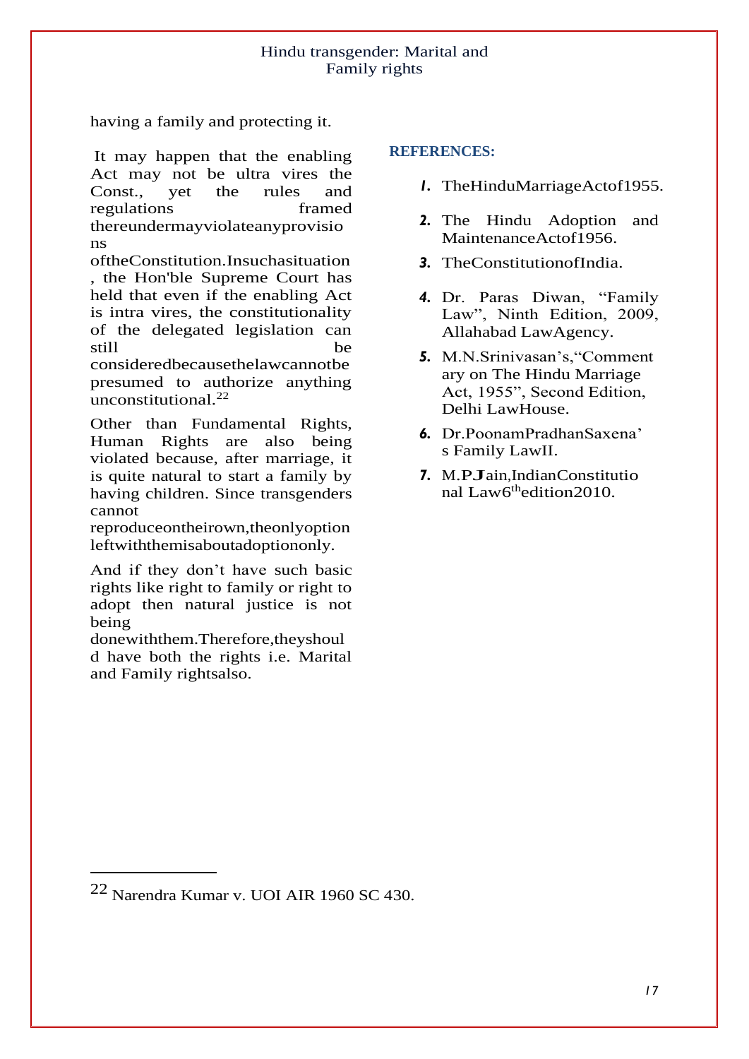having a family and protecting it.

It may happen that the enabling Act may not be ultra vires the Const., yet the rules and regulations framed thereundermayviolateanyprovisions oftheConstitution.Insuchasituation, the Hon'ble Supreme Court has held that even if the enabling Act is intra vires, the constitutionality of the delegated legislation can still be consideredbecausethelawcannotbe presumed to authorize anything unconstitutional.[22]

Other than Fundamental Rights, Human Rights are also being violated because, after marriage, it is quite natural to start a family by having children. Since transgenders cannot reproduceontheirown,theonlyoption leftwiththemisaboutadoptiononly.

And if they don't have such basic rights like right to family or right to adopt then natural justice is not being donewiththem.Therefore,theyshould have both the rights i.e. Marital and Family rightsalso.

**REFERENCES:**

1. TheHinduMarriageActof1955.
2. The Hindu Adoption and MaintenanceActof1956.
3. TheConstitutionofIndia.
4. Dr. Paras Diwan, "Family Law", Ninth Edition, 2009, Allahabad LawAgency.
5. M.N.Srinivasan's,"Commentary on The Hindu Marriage Act, 1955", Second Edition, Delhi LawHouse.
6. Dr.PoonamPradhanSaxena's Family LawII.
7. M.P.Jain,IndianConstitutional Law6[th]edition2010.

---

22 Narendra Kumar v. UOI AIR 1960 SC 430.